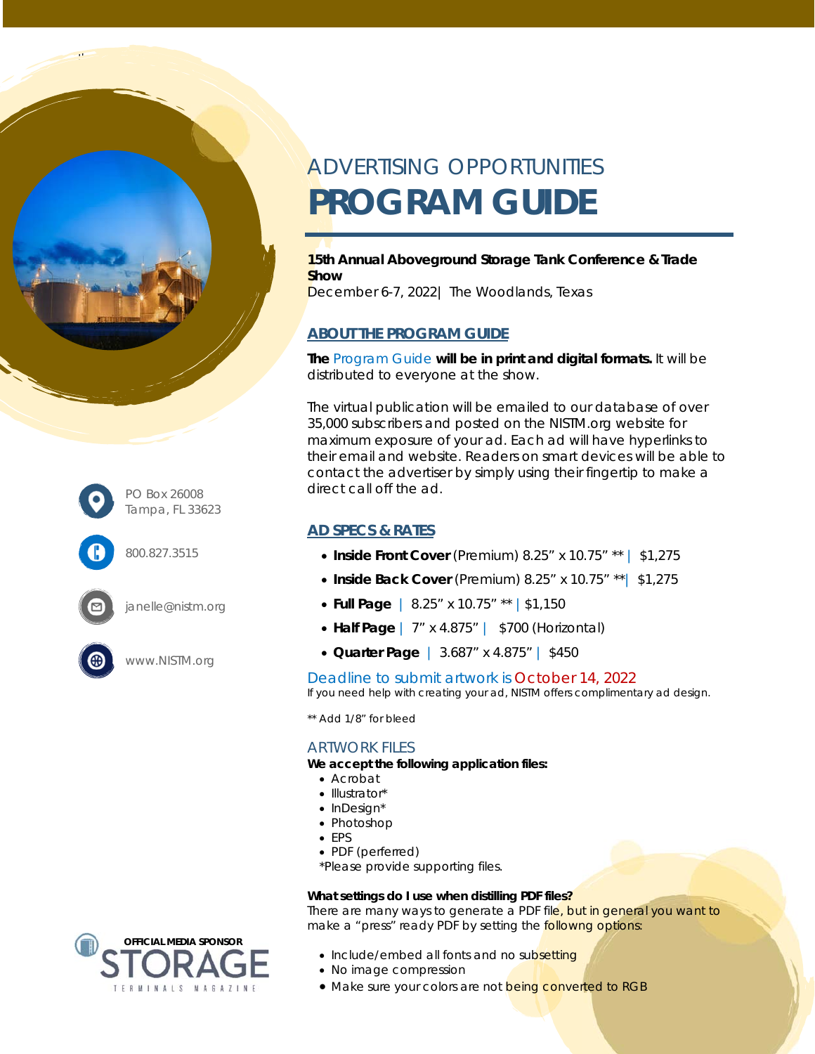# ADVERTISING OPPORTUNITIES

# PROGRAM GUIDE

**15th Annual Aboveground Storage Tank Conference & Trade Show**
December 6-7, 2022| The Woodlands, Texas

## ABOUT THE PROGRAM GUIDE

**The** Program Guide **will be in print and digital formats.** It will be distributed to everyone at the show.

The virtual publication will be emailed to our database of over 35,000 subscribers and posted on the NISTM.org website for maximum exposure of your ad. Each ad will have hyperlinks to their email and website. Readers on smart devices will be able to contact the advertiser by simply using their fingertip to make a direct call off the ad.

## AD SPECS & RATES

- **Inside Front Cover** (Premium) 8.25" x 10.75" ** | $1,275
- **Inside Back Cover** (Premium) 8.25" x 10.75" **| $1,275
- **Full Page** | 8.25" x 10.75" ** | $1,150
- **Half Page** | 7" x 4.875" | $700 (Horizontal)
- **Quarter Page** | 3.687" x 4.875" | $450

Deadline to submit artwork is October 14, 2022
If you need help with creating your ad, NISTM offers complimentary ad design.

** Add 1/8" for bleed

## ARTWORK FILES

**We accept the following application files:**

- Acrobat
- Illustrator*
- InDesign*
- Photoshop
- EPS
- PDF (perferred)

*Please provide supporting files.

**What settings do I use when distilling PDF files?**
There are many ways to generate a PDF file, but in general you want to make a "press" ready PDF by setting the followng options:

- Include/embed all fonts and no subsetting
- No image compression
- Make sure your colors are not being converted to RGB

PO Box 26008
Tampa, FL 33623

800.827.3515

janelle@nistm.org

www.NISTM.org

OFFICIAL MEDIA SPONSOR
STORAGE TERMINALS MAGAZINE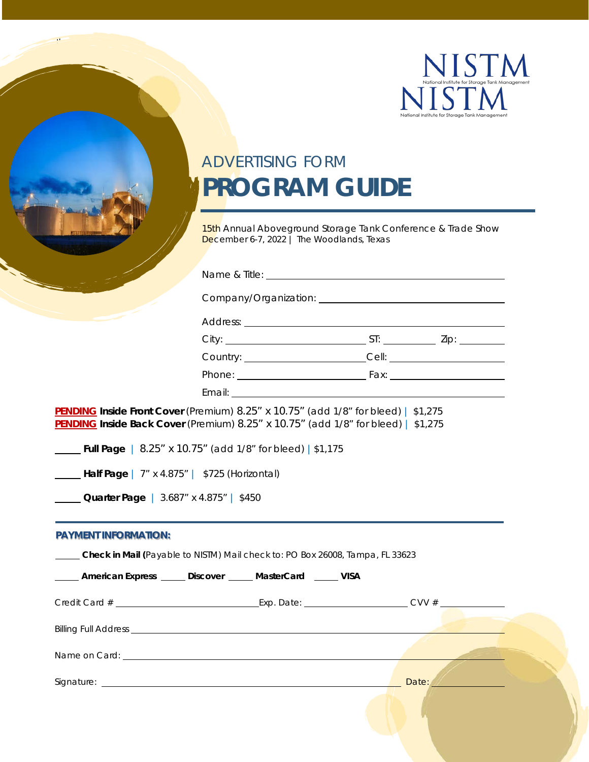NISTM
National Institute for Storage Tank Management

NISTM
National Institute for Storage Tank Management

# ADVERTISING FORM
# PROGRAM GUIDE

15th Annual Aboveground Storage Tank Conference & Trade Show
December 6-7, 2022 | The Woodlands, Texas

Name & Title: ______________________________

Company/Organization: ______________________________

Address: ______________________________

City: ______________ ST: ________ Zip: ________

Country: ______________ Cell: ______________

Phone: ______________ Fax: ______________

Email: ______________________________

**PENDING** **Inside Front Cover** (Premium) 8.25" x 10.75" (add 1/8" for bleed) | $1,275
**PENDING** **Inside Back Cover** (Premium) 8.25" x 10.75" (add 1/8" for bleed) | $1,275

_____ **Full Page** | 8.25" x 10.75" (add 1/8" for bleed) | $1,175

_____ **Half Page** | 7" x 4.875" | $725 (Horizontal)

_____ **Quarter Page** | 3.687" x 4.875" | $450

## PAYMENT INFORMATION:

_____ **Check in Mail (**Payable to NISTM) Mail check to: PO Box 26008, Tampa, FL 33623

_____ **American Express** _____ **Discover** _____ **MasterCard** _____ **VISA**

Credit Card # ______________ Exp. Date: ______________ CVV # ________

Billing Full Address ______________________________

Name on Card: ______________________________

Signature: ______________________________ Date: ________